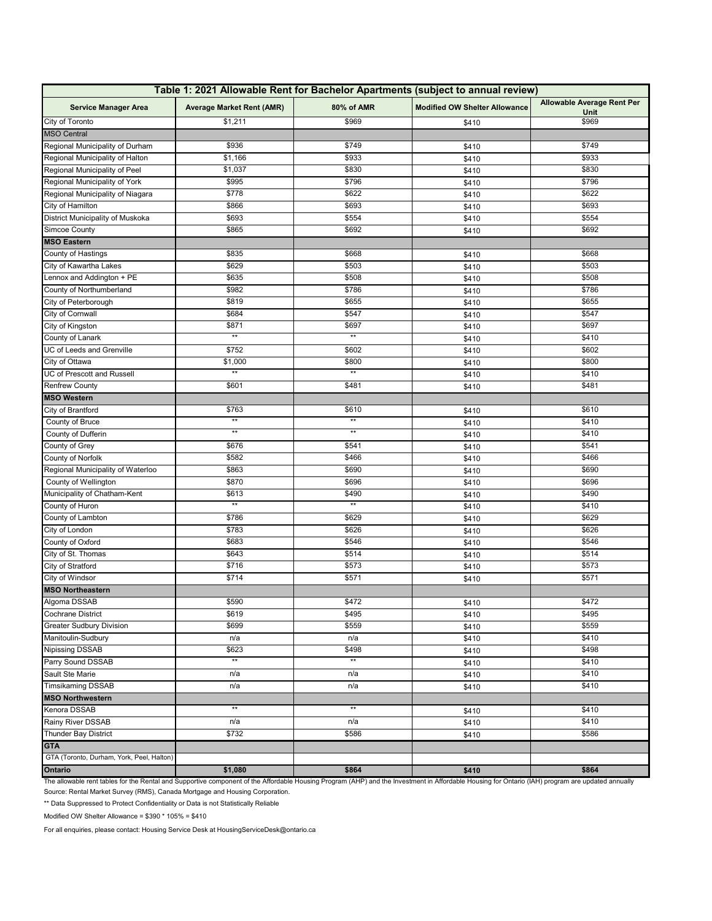| Table 1: 2021 Allowable Rent for Bachelor Apartments (subject to annual review) | | | | |
|---|---|---|---|---|
| **Service Manager Area** | **Average Market Rent (AMR)** | **80% of AMR** | **Modified OW Shelter Allowance** | **Allowable Average Rent Per Unit** |
| City of Toronto | $1,211 | $969 | $410 | $969 |
| MSO Central | | | | |
| Regional Municipality of Durham | $936 | $749 | $410 | $749 |
| Regional Municipality of Halton | $1,166 | $933 | $410 | $933 |
| Regional Municipality of Peel | $1,037 | $830 | $410 | $830 |
| Regional Municipality of York | $995 | $796 | $410 | $796 |
| Regional Municipality of Niagara | $778 | $622 | $410 | $622 |
| City of Hamilton | $866 | $693 | $410 | $693 |
| District Municipality of Muskoka | $693 | $554 | $410 | $554 |
| Simcoe County | $865 | $692 | $410 | $692 |
| **MSO Eastern** | | | | |
| County of Hastings | $835 | $668 | $410 | $668 |
| City of Kawartha Lakes | $629 | $503 | $410 | $503 |
| Lennox and Addington + PE | $635 | $508 | $410 | $508 |
| County of Northumberland | $982 | $786 | $410 | $786 |
| City of Peterborough | $819 | $655 | $410 | $655 |
| City of Cornwall | $684 | $547 | $410 | $547 |
| City of Kingston | $871 | $697 | $410 | $697 |
| County of Lanark | ** | ** | $410 | $410 |
| UC of Leeds and Grenville | $752 | $602 | $410 | $602 |
| City of Ottawa | $1,000 | $800 | $410 | $800 |
| UC of Prescott and Russell | ** | ** | $410 | $410 |
| Renfrew County | $601 | $481 | $410 | $481 |
| **MSO Western** | | | | |
| City of Brantford | $763 | $610 | $410 | $610 |
| County of Bruce | ** | ** | $410 | $410 |
| County of Dufferin | ** | ** | $410 | $410 |
| County of Grey | $676 | $541 | $410 | $541 |
| County of Norfolk | $582 | $466 | $410 | $466 |
| Regional Municipality of Waterloo | $863 | $690 | $410 | $690 |
| County of Wellington | $870 | $696 | $410 | $696 |
| Municipality of Chatham-Kent | $613 | $490 | $410 | $490 |
| County of Huron | ** | ** | $410 | $410 |
| County of Lambton | $786 | $629 | $410 | $629 |
| City of London | $783 | $626 | $410 | $626 |
| County of Oxford | $683 | $546 | $410 | $546 |
| City of St. Thomas | $643 | $514 | $410 | $514 |
| City of Stratford | $716 | $573 | $410 | $573 |
| City of Windsor | $714 | $571 | $410 | $571 |
| **MSO Northeastern** | | | | |
| Algoma DSSAB | $590 | $472 | $410 | $472 |
| Cochrane District | $619 | $495 | $410 | $495 |
| Greater Sudbury Division | $699 | $559 | $410 | $559 |
| Manitoulin-Sudbury | n/a | n/a | $410 | $410 |
| Nipissing DSSAB | $623 | $498 | $410 | $498 |
| Parry Sound DSSAB | ** | ** | $410 | $410 |
| Sault Ste Marie | n/a | n/a | $410 | $410 |
| Timsikaming DSSAB | n/a | n/a | $410 | $410 |
| **MSO Northwestern** | | | | |
| Kenora DSSAB | ** | ** | $410 | $410 |
| Rainy River DSSAB | n/a | n/a | $410 | $410 |
| Thunder Bay District | $732 | $586 | $410 | $586 |
| **GTA** | | | | |
| GTA (Toronto, Durham, York, Peel, Halton) | | | | |
| **Ontario** | **$1,080** | **$864** | **$410** | **$864** |

The allowable rent tables for the Rental and Supportive component of the Affordable Housing Program (AHP) and the Investment in Affordable Housing for Ontario (IAH) program are updated annually

Source: Rental Market Survey (RMS), Canada Mortgage and Housing Corporation.

** Data Suppressed to Protect Confidentiality or Data is not Statistically Reliable

Modified OW Shelter Allowance = $390 * 105% = $410

For all enquiries, please contact: Housing Service Desk at HousingServiceDesk@ontario.ca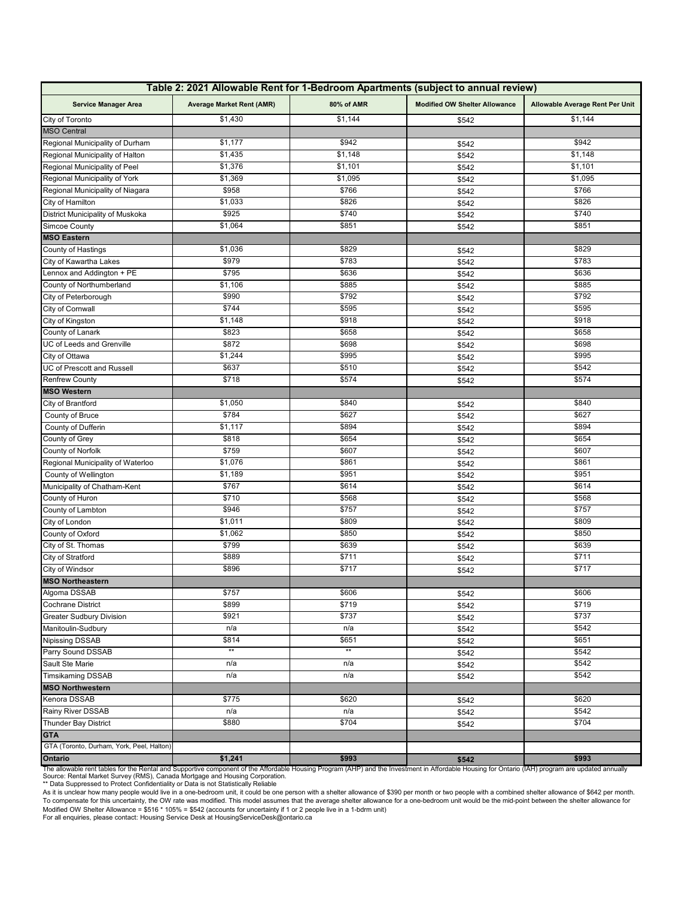| Table 2: 2021 Allowable Rent for 1-Bedroom Apartments (subject to annual review) | | | | |
|---|---|---|---|---|
| **Service Manager Area** | **Average Market Rent (AMR)** | **80% of AMR** | **Modified OW Shelter Allowance** | **Allowable Average Rent Per Unit** |
| City of Toronto | $1,430 | $1,144 | $542 | $1,144 |
| MSO Central | | | | |
| Regional Municipality of Durham | $1,177 | $942 | $542 | $942 |
| Regional Municipality of Halton | $1,435 | $1,148 | $542 | $1,148 |
| Regional Municipality of Peel | $1,376 | $1,101 | $542 | $1,101 |
| Regional Municipality of York | $1,369 | $1,095 | $542 | $1,095 |
| Regional Municipality of Niagara | $958 | $766 | $542 | $766 |
| City of Hamilton | $1,033 | $826 | $542 | $826 |
| District Municipality of Muskoka | $925 | $740 | $542 | $740 |
| Simcoe County | $1,064 | $851 | $542 | $851 |
| **MSO Eastern** | | | | |
| County of Hastings | $1,036 | $829 | $542 | $829 |
| City of Kawartha Lakes | $979 | $783 | $542 | $783 |
| Lennox and Addington + PE | $795 | $636 | $542 | $636 |
| County of Northumberland | $1,106 | $885 | $542 | $885 |
| City of Peterborough | $990 | $792 | $542 | $792 |
| City of Cornwall | $744 | $595 | $542 | $595 |
| City of Kingston | $1,148 | $918 | $542 | $918 |
| County of Lanark | $823 | $658 | $542 | $658 |
| UC of Leeds and Grenville | $872 | $698 | $542 | $698 |
| City of Ottawa | $1,244 | $995 | $542 | $995 |
| UC of Prescott and Russell | $637 | $510 | $542 | $542 |
| Renfrew County | $718 | $574 | $542 | $574 |
| **MSO Western** | | | | |
| City of Brantford | $1,050 | $840 | $542 | $840 |
| County of Bruce | $784 | $627 | $542 | $627 |
| County of Dufferin | $1,117 | $894 | $542 | $894 |
| County of Grey | $818 | $654 | $542 | $654 |
| County of Norfolk | $759 | $607 | $542 | $607 |
| Regional Municipality of Waterloo | $1,076 | $861 | $542 | $861 |
| County of Wellington | $1,189 | $951 | $542 | $951 |
| Municipality of Chatham-Kent | $767 | $614 | $542 | $614 |
| County of Huron | $710 | $568 | $542 | $568 |
| County of Lambton | $946 | $757 | $542 | $757 |
| City of London | $1,011 | $809 | $542 | $809 |
| County of Oxford | $1,062 | $850 | $542 | $850 |
| City of St. Thomas | $799 | $639 | $542 | $639 |
| City of Stratford | $889 | $711 | $542 | $711 |
| City of Windsor | $896 | $717 | $542 | $717 |
| **MSO Northeastern** | | | | |
| Algoma DSSAB | $757 | $606 | $542 | $606 |
| Cochrane District | $899 | $719 | $542 | $719 |
| Greater Sudbury Division | $921 | $737 | $542 | $737 |
| Manitoulin-Sudbury | n/a | n/a | $542 | $542 |
| Nipissing DSSAB | $814 | $651 | $542 | $651 |
| Parry Sound DSSAB | ** | ** | $542 | $542 |
| Sault Ste Marie | n/a | n/a | $542 | $542 |
| Timsikaming DSSAB | n/a | n/a | $542 | $542 |
| **MSO Northwestern** | | | | |
| Kenora DSSAB | $775 | $620 | $542 | $620 |
| Rainy River DSSAB | n/a | n/a | $542 | $542 |
| Thunder Bay District | $880 | $704 | $542 | $704 |
| **GTA** | | | | |
| GTA (Toronto, Durham, York, Peel, Halton) | | | | |
| **Ontario** | **$1,241** | **$993** | **$542** | **$993** |

The allowable rent tables for the Rental and Supportive component of the Affordable Housing Program (AHP) and the Investment in Affordable Housing for Ontario (IAH) program are updated annually
Source: Rental Market Survey (RMS), Canada Mortgage and Housing Corporation.
** Data Suppressed to Protect Confidentiality or Data is not Statistically Reliable
As it is unclear how many people would live in a one-bedroom unit, it could be one person with a shelter allowance of $390 per month or two people with a combined shelter allowance of $642 per month.
To compensate for this uncertainty, the OW rate was modified. This model assumes that the average shelter allowance for a one-bedroom unit would be the mid-point between the shelter allowance for
Modified OW Shelter Allowance = $516 * 105% = $542 (accounts for uncertainty if 1 or 2 people live in a 1-bdrm unit)
For all enquiries, please contact: Housing Service Desk at HousingServiceDesk@ontario.ca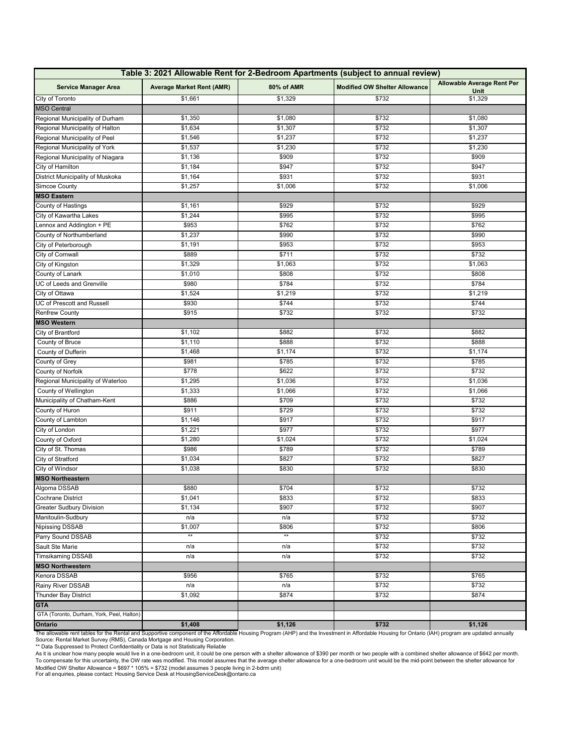| Table 3: 2021 Allowable Rent for 2-Bedroom Apartments (subject to annual review) | | | | |
|---|---|---|---|---|
| **Service Manager Area** | **Average Market Rent (AMR)** | **80% of AMR** | **Modified OW Shelter Allowance** | **Allowable Average Rent Per Unit** |
| City of Toronto | $1,661 | $1,329 | $732 | $1,329 |
| **MSO Central** | | | | |
| Regional Municipality of Durham | $1,350 | $1,080 | $732 | $1,080 |
| Regional Municipality of Halton | $1,634 | $1,307 | $732 | $1,307 |
| Regional Municipality of Peel | $1,546 | $1,237 | $732 | $1,237 |
| Regional Municipality of York | $1,537 | $1,230 | $732 | $1,230 |
| Regional Municipality of Niagara | $1,136 | $909 | $732 | $909 |
| City of Hamilton | $1,184 | $947 | $732 | $947 |
| District Municipality of Muskoka | $1,164 | $931 | $732 | $931 |
| Simcoe County | $1,257 | $1,006 | $732 | $1,006 |
| **MSO Eastern** | | | | |
| County of Hastings | $1,161 | $929 | $732 | $929 |
| City of Kawartha Lakes | $1,244 | $995 | $732 | $995 |
| Lennox and Addington + PE | $953 | $762 | $732 | $762 |
| County of Northumberland | $1,237 | $990 | $732 | $990 |
| City of Peterborough | $1,191 | $953 | $732 | $953 |
| City of Cornwall | $889 | $711 | $732 | $732 |
| City of Kingston | $1,329 | $1,063 | $732 | $1,063 |
| County of Lanark | $1,010 | $808 | $732 | $808 |
| UC of Leeds and Grenville | $980 | $784 | $732 | $784 |
| City of Ottawa | $1,524 | $1,219 | $732 | $1,219 |
| UC of Prescott and Russell | $930 | $744 | $732 | $744 |
| Renfrew County | $915 | $732 | $732 | $732 |
| **MSO Western** | | | | |
| City of Brantford | $1,102 | $882 | $732 | $882 |
| County of Bruce | $1,110 | $888 | $732 | $888 |
| County of Dufferin | $1,468 | $1,174 | $732 | $1,174 |
| County of Grey | $981 | $785 | $732 | $785 |
| County of Norfolk | $778 | $622 | $732 | $732 |
| Regional Municipality of Waterloo | $1,295 | $1,036 | $732 | $1,036 |
| County of Wellington | $1,333 | $1,066 | $732 | $1,066 |
| Municipality of Chatham-Kent | $886 | $709 | $732 | $732 |
| County of Huron | $911 | $729 | $732 | $732 |
| County of Lambton | $1,146 | $917 | $732 | $917 |
| City of London | $1,221 | $977 | $732 | $977 |
| County of Oxford | $1,280 | $1,024 | $732 | $1,024 |
| City of St. Thomas | $986 | $789 | $732 | $789 |
| City of Stratford | $1,034 | $827 | $732 | $827 |
| City of Windsor | $1,038 | $830 | $732 | $830 |
| **MSO Northeastern** | | | | |
| Algoma DSSAB | $880 | $704 | $732 | $732 |
| Cochrane District | $1,041 | $833 | $732 | $833 |
| Greater Sudbury Division | $1,134 | $907 | $732 | $907 |
| Manitoulin-Sudbury | n/a | n/a | $732 | $732 |
| Nipissing DSSAB | $1,007 | $806 | $732 | $806 |
| Parry Sound DSSAB | ** | ** | $732 | $732 |
| Sault Ste Marie | n/a | n/a | $732 | $732 |
| Timsikaming DSSAB | n/a | n/a | $732 | $732 |
| **MSO Northwestern** | | | | |
| Kenora DSSAB | $956 | $765 | $732 | $765 |
| Rainy River DSSAB | n/a | n/a | $732 | $732 |
| Thunder Bay District | $1,092 | $874 | $732 | $874 |
| **GTA** | | | | |
| GTA (Toronto, Durham, York, Peel, Halton) | | | | |
| **Ontario** | **$1,408** | **$1,126** | **$732** | **$1,126** |

The allowable rent tables for the Rental and Supportive component of the Affordable Housing Program (AHP) and the Investment in Affordable Housing for Ontario (IAH) program are updated annually
Source: Rental Market Survey (RMS), Canada Mortgage and Housing Corporation.
** Data Suppressed to Protect Confidentiality or Data is not Statistically Reliable
As it is unclear how many people would live in a one-bedroom unit, it could be one person with a shelter allowance of $390 per month or two people with a combined shelter allowance of $642 per month. To compensate for this uncertainty, the OW rate was modified. This model assumes that the average shelter allowance for a one-bedroom unit would be the mid-point between the shelter allowance for
Modified OW Shelter Allowance = $697 * 105% = $732 (model assumes 3 people living in 2-bdrm unit)
For all enquiries, please contact: Housing Service Desk at HousingServiceDesk@ontario.ca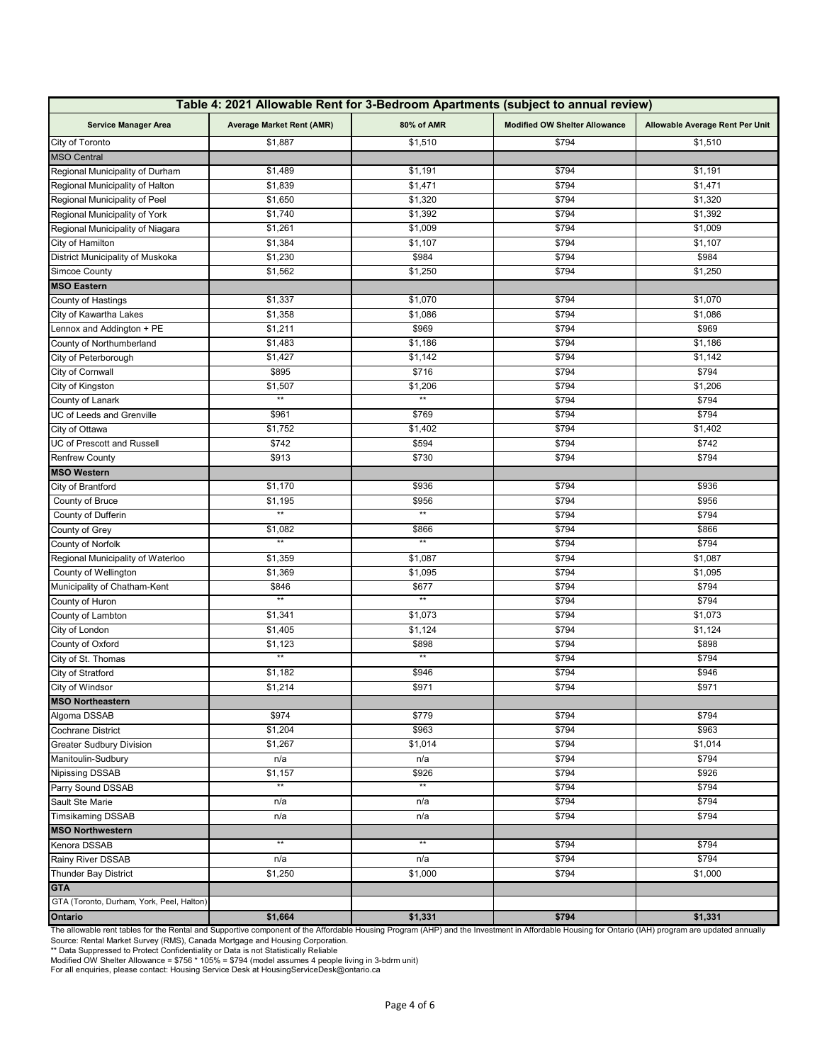| Table 4: 2021 Allowable Rent for 3-Bedroom Apartments (subject to annual review) | | | | |
|---|---|---|---|---|
| **Service Manager Area** | **Average Market Rent (AMR)** | **80% of AMR** | **Modified OW Shelter Allowance** | **Allowable Average Rent Per Unit** |
| City of Toronto | $1,887 | $1,510 | $794 | $1,510 |
| **MSO Central** | | | | |
| Regional Municipality of Durham | $1,489 | $1,191 | $794 | $1,191 |
| Regional Municipality of Halton | $1,839 | $1,471 | $794 | $1,471 |
| Regional Municipality of Peel | $1,650 | $1,320 | $794 | $1,320 |
| Regional Municipality of York | $1,740 | $1,392 | $794 | $1,392 |
| Regional Municipality of Niagara | $1,261 | $1,009 | $794 | $1,009 |
| City of Hamilton | $1,384 | $1,107 | $794 | $1,107 |
| District Municipality of Muskoka | $1,230 | $984 | $794 | $984 |
| Simcoe County | $1,562 | $1,250 | $794 | $1,250 |
| **MSO Eastern** | | | | |
| County of Hastings | $1,337 | $1,070 | $794 | $1,070 |
| City of Kawartha Lakes | $1,358 | $1,086 | $794 | $1,086 |
| Lennox and Addington + PE | $1,211 | $969 | $794 | $969 |
| County of Northumberland | $1,483 | $1,186 | $794 | $1,186 |
| City of Peterborough | $1,427 | $1,142 | $794 | $1,142 |
| City of Cornwall | $895 | $716 | $794 | $794 |
| City of Kingston | $1,507 | $1,206 | $794 | $1,206 |
| County of Lanark | ** | ** | $794 | $794 |
| UC of Leeds and Grenville | $961 | $769 | $794 | $794 |
| City of Ottawa | $1,752 | $1,402 | $794 | $1,402 |
| UC of Prescott and Russell | $742 | $594 | $794 | $742 |
| Renfrew County | $913 | $730 | $794 | $794 |
| **MSO Western** | | | | |
| City of Brantford | $1,170 | $936 | $794 | $936 |
| County of Bruce | $1,195 | $956 | $794 | $956 |
| County of Dufferin | ** | ** | $794 | $794 |
| County of Grey | $1,082 | $866 | $794 | $866 |
| County of Norfolk | ** | ** | $794 | $794 |
| Regional Municipality of Waterloo | $1,359 | $1,087 | $794 | $1,087 |
| County of Wellington | $1,369 | $1,095 | $794 | $1,095 |
| Municipality of Chatham-Kent | $846 | $677 | $794 | $794 |
| County of Huron | ** | ** | $794 | $794 |
| County of Lambton | $1,341 | $1,073 | $794 | $1,073 |
| City of London | $1,405 | $1,124 | $794 | $1,124 |
| County of Oxford | $1,123 | $898 | $794 | $898 |
| City of St. Thomas | ** | ** | $794 | $794 |
| City of Stratford | $1,182 | $946 | $794 | $946 |
| City of Windsor | $1,214 | $971 | $794 | $971 |
| **MSO Northeastern** | | | | |
| Algoma DSSAB | $974 | $779 | $794 | $794 |
| Cochrane District | $1,204 | $963 | $794 | $963 |
| Greater Sudbury Division | $1,267 | $1,014 | $794 | $1,014 |
| Manitoulin-Sudbury | n/a | n/a | $794 | $794 |
| Nipissing DSSAB | $1,157 | $926 | $794 | $926 |
| Parry Sound DSSAB | ** | ** | $794 | $794 |
| Sault Ste Marie | n/a | n/a | $794 | $794 |
| Timsikaming DSSAB | n/a | n/a | $794 | $794 |
| **MSO Northwestern** | | | | |
| Kenora DSSAB | ** | ** | $794 | $794 |
| Rainy River DSSAB | n/a | n/a | $794 | $794 |
| Thunder Bay District | $1,250 | $1,000 | $794 | $1,000 |
| **GTA** | | | | |
| GTA (Toronto, Durham, York, Peel, Halton) | | | | |
| **Ontario** | **$1,664** | **$1,331** | **$794** | **$1,331** |

The allowable rent tables for the Rental and Supportive component of the Affordable Housing Program (AHP) and the Investment in Affordable Housing for Ontario (IAH) program are updated annually
Source: Rental Market Survey (RMS), Canada Mortgage and Housing Corporation.
** Data Suppressed to Protect Confidentiality or Data is not Statistically Reliable
Modified OW Shelter Allowance = $756 * 105% = $794 (model assumes 4 people living in 3-bdrm unit)
For all enquiries, please contact: Housing Service Desk at HousingServiceDesk@ontario.ca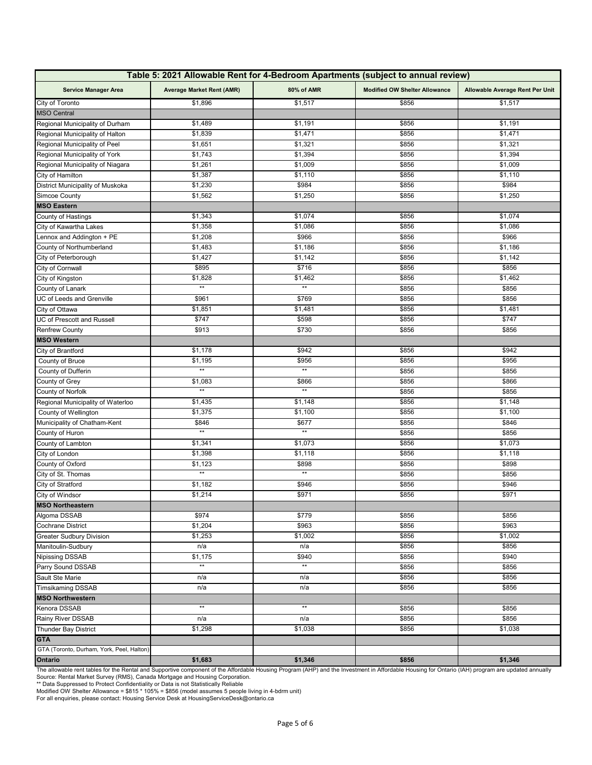| Table 5: 2021 Allowable Rent for 4-Bedroom Apartments (subject to annual review) | | | | |
|---|---|---|---|---|
| **Service Manager Area** | **Average Market Rent (AMR)** | **80% of AMR** | **Modified OW Shelter Allowance** | **Allowable Average Rent Per Unit** |
| City of Toronto | $1,896 | $1,517 | $856 | $1,517 |
| MSO Central | | | | |
| Regional Municipality of Durham | $1,489 | $1,191 | $856 | $1,191 |
| Regional Municipality of Halton | $1,839 | $1,471 | $856 | $1,471 |
| Regional Municipality of Peel | $1,651 | $1,321 | $856 | $1,321 |
| Regional Municipality of York | $1,743 | $1,394 | $856 | $1,394 |
| Regional Municipality of Niagara | $1,261 | $1,009 | $856 | $1,009 |
| City of Hamilton | $1,387 | $1,110 | $856 | $1,110 |
| District Municipality of Muskoka | $1,230 | $984 | $856 | $984 |
| Simcoe County | $1,562 | $1,250 | $856 | $1,250 |
| **MSO Eastern** | | | | |
| County of Hastings | $1,343 | $1,074 | $856 | $1,074 |
| City of Kawartha Lakes | $1,358 | $1,086 | $856 | $1,086 |
| Lennox and Addington + PE | $1,208 | $966 | $856 | $966 |
| County of Northumberland | $1,483 | $1,186 | $856 | $1,186 |
| City of Peterborough | $1,427 | $1,142 | $856 | $1,142 |
| City of Cornwall | $895 | $716 | $856 | $856 |
| City of Kingston | $1,828 | $1,462 | $856 | $1,462 |
| County of Lanark | ** | ** | $856 | $856 |
| UC of Leeds and Grenville | $961 | $769 | $856 | $856 |
| City of Ottawa | $1,851 | $1,481 | $856 | $1,481 |
| UC of Prescott and Russell | $747 | $598 | $856 | $747 |
| Renfrew County | $913 | $730 | $856 | $856 |
| **MSO Western** | | | | |
| City of Brantford | $1,178 | $942 | $856 | $942 |
| County of Bruce | $1,195 | $956 | $856 | $956 |
| County of Dufferin | ** | ** | $856 | $856 |
| County of Grey | $1,083 | $866 | $856 | $866 |
| County of Norfolk | ** | ** | $856 | $856 |
| Regional Municipality of Waterloo | $1,435 | $1,148 | $856 | $1,148 |
| County of Wellington | $1,375 | $1,100 | $856 | $1,100 |
| Municipality of Chatham-Kent | $846 | $677 | $856 | $846 |
| County of Huron | ** | ** | $856 | $856 |
| County of Lambton | $1,341 | $1,073 | $856 | $1,073 |
| City of London | $1,398 | $1,118 | $856 | $1,118 |
| County of Oxford | $1,123 | $898 | $856 | $898 |
| City of St. Thomas | ** | ** | $856 | $856 |
| City of Stratford | $1,182 | $946 | $856 | $946 |
| City of Windsor | $1,214 | $971 | $856 | $971 |
| **MSO Northeastern** | | | | |
| Algoma DSSAB | $974 | $779 | $856 | $856 |
| Cochrane District | $1,204 | $963 | $856 | $963 |
| Greater Sudbury Division | $1,253 | $1,002 | $856 | $1,002 |
| Manitoulin-Sudbury | n/a | n/a | $856 | $856 |
| Nipissing DSSAB | $1,175 | $940 | $856 | $940 |
| Parry Sound DSSAB | ** | ** | $856 | $856 |
| Sault Ste Marie | n/a | n/a | $856 | $856 |
| Timsikaming DSSAB | n/a | n/a | $856 | $856 |
| **MSO Northwestern** | | | | |
| Kenora DSSAB | ** | ** | $856 | $856 |
| Rainy River DSSAB | n/a | n/a | $856 | $856 |
| Thunder Bay District | $1,298 | $1,038 | $856 | $1,038 |
| **GTA** | | | | |
| GTA (Toronto, Durham, York, Peel, Halton) | | | | |
| **Ontario** | **$1,683** | **$1,346** | **$856** | **$1,346** |

The allowable rent tables for the Rental and Supportive component of the Affordable Housing Program (AHP) and the Investment in Affordable Housing for Ontario (IAH) program are updated annually
Source: Rental Market Survey (RMS), Canada Mortgage and Housing Corporation.
** Data Suppressed to Protect Confidentiality or Data is not Statistically Reliable
Modified OW Shelter Allowance = $815 * 105% = $856 (model assumes 5 people living in 4-bdrm unit)
For all enquiries, please contact: Housing Service Desk at HousingServiceDesk@ontario.ca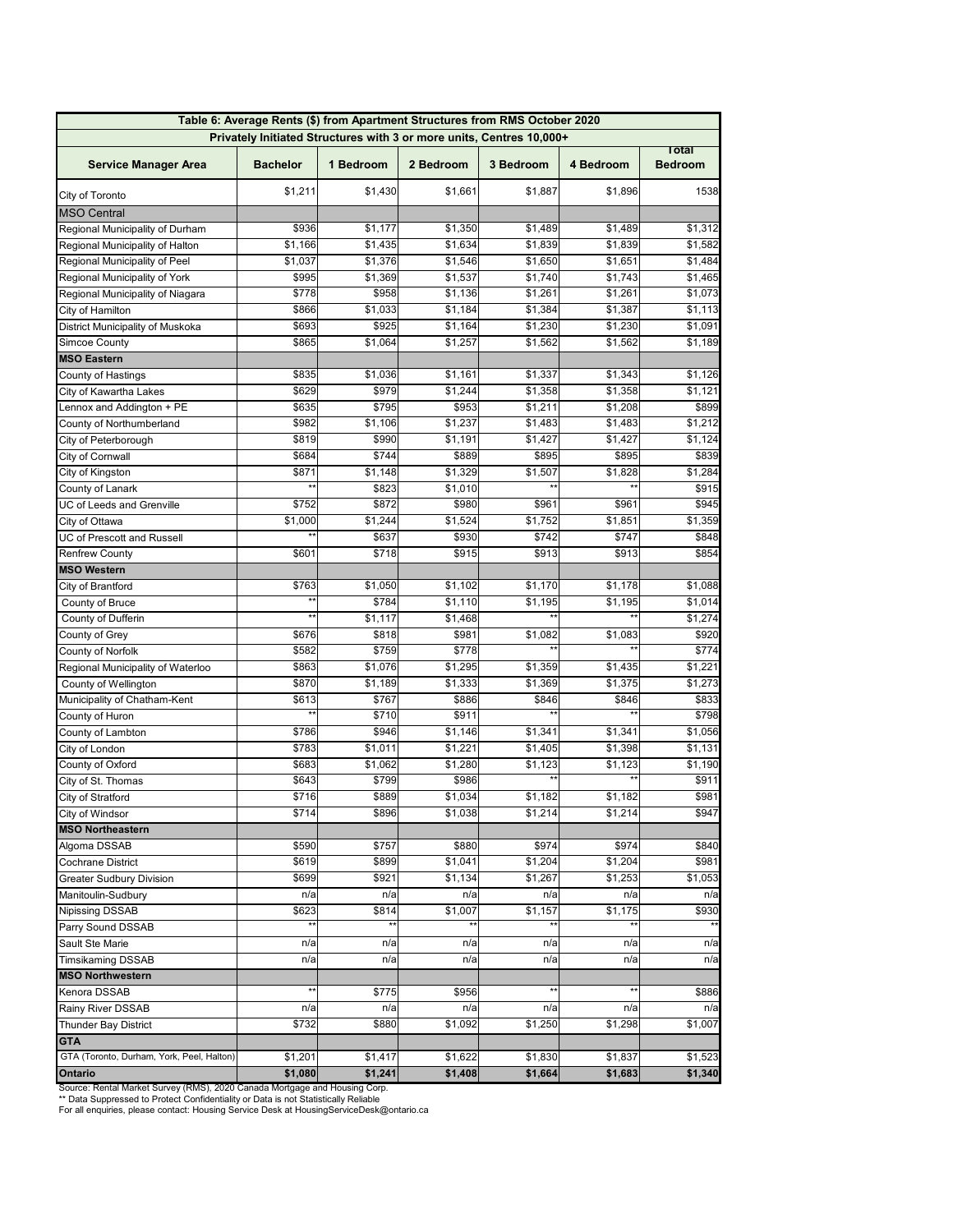| Table 6: Average Rents ($) from Apartment Structures from RMS October 2020 | | | | | | |
|---|---|---|---|---|---|---|
| Privately Initiated Structures with 3 or more units, Centres 10,000+ | | | | | | |
| **Service Manager Area** | **Bachelor** | **1 Bedroom** | **2 Bedroom** | **3 Bedroom** | **4 Bedroom** | **Total Bedroom** |
| City of Toronto | $1,211 | $1,430 | $1,661 | $1,887 | $1,896 | 1538 |
| MSO Central | | | | | | |
| Regional Municipality of Durham | $936 | $1,177 | $1,350 | $1,489 | $1,489 | $1,312 |
| Regional Municipality of Halton | $1,166 | $1,435 | $1,634 | $1,839 | $1,839 | $1,582 |
| Regional Municipality of Peel | $1,037 | $1,376 | $1,546 | $1,650 | $1,651 | $1,484 |
| Regional Municipality of York | $995 | $1,369 | $1,537 | $1,740 | $1,743 | $1,465 |
| Regional Municipality of Niagara | $778 | $958 | $1,136 | $1,261 | $1,261 | $1,073 |
| City of Hamilton | $866 | $1,033 | $1,184 | $1,384 | $1,387 | $1,113 |
| District Municipality of Muskoka | $693 | $925 | $1,164 | $1,230 | $1,230 | $1,091 |
| Simcoe County | $865 | $1,064 | $1,257 | $1,562 | $1,562 | $1,189 |
| **MSO Eastern** | | | | | | |
| County of Hastings | $835 | $1,036 | $1,161 | $1,337 | $1,343 | $1,126 |
| City of Kawartha Lakes | $629 | $979 | $1,244 | $1,358 | $1,358 | $1,121 |
| Lennox and Addington + PE | $635 | $795 | $953 | $1,211 | $1,208 | $899 |
| County of Northumberland | $982 | $1,106 | $1,237 | $1,483 | $1,483 | $1,212 |
| City of Peterborough | $819 | $990 | $1,191 | $1,427 | $1,427 | $1,124 |
| City of Cornwall | $684 | $744 | $889 | $895 | $895 | $839 |
| City of Kingston | $871 | $1,148 | $1,329 | $1,507 | $1,828 | $1,284 |
| County of Lanark | ** | $823 | $1,010 | ** | ** | $915 |
| UC of Leeds and Grenville | $752 | $872 | $980 | $961 | $961 | $945 |
| City of Ottawa | $1,000 | $1,244 | $1,524 | $1,752 | $1,851 | $1,359 |
| UC of Prescott and Russell | ** | $637 | $930 | $742 | $747 | $848 |
| Renfrew County | $601 | $718 | $915 | $913 | $913 | $854 |
| **MSO Western** | | | | | | |
| City of Brantford | $763 | $1,050 | $1,102 | $1,170 | $1,178 | $1,088 |
| County of Bruce | ** | $784 | $1,110 | $1,195 | $1,195 | $1,014 |
| County of Dufferin | ** | $1,117 | $1,468 | ** | ** | $1,274 |
| County of Grey | $676 | $818 | $981 | $1,082 | $1,083 | $920 |
| County of Norfolk | $582 | $759 | $778 | ** | ** | $774 |
| Regional Municipality of Waterloo | $863 | $1,076 | $1,295 | $1,359 | $1,435 | $1,221 |
| County of Wellington | $870 | $1,189 | $1,333 | $1,369 | $1,375 | $1,273 |
| Municipality of Chatham-Kent | $613 | $767 | $886 | $846 | $846 | $833 |
| County of Huron | ** | $710 | $911 | ** | ** | $798 |
| County of Lambton | $786 | $946 | $1,146 | $1,341 | $1,341 | $1,056 |
| City of London | $783 | $1,011 | $1,221 | $1,405 | $1,398 | $1,131 |
| County of Oxford | $683 | $1,062 | $1,280 | $1,123 | $1,123 | $1,190 |
| City of St. Thomas | $643 | $799 | $986 | ** | ** | $911 |
| City of Stratford | $716 | $889 | $1,034 | $1,182 | $1,182 | $981 |
| City of Windsor | $714 | $896 | $1,038 | $1,214 | $1,214 | $947 |
| **MSO Northeastern** | | | | | | |
| Algoma DSSAB | $590 | $757 | $880 | $974 | $974 | $840 |
| Cochrane District | $619 | $899 | $1,041 | $1,204 | $1,204 | $981 |
| Greater Sudbury Division | $699 | $921 | $1,134 | $1,267 | $1,253 | $1,053 |
| Manitoulin-Sudbury | n/a | n/a | n/a | n/a | n/a | n/a |
| Nipissing DSSAB | $623 | $814 | $1,007 | $1,157 | $1,175 | $930 |
| Parry Sound DSSAB | ** | ** | ** | ** | ** | ** |
| Sault Ste Marie | n/a | n/a | n/a | n/a | n/a | n/a |
| Timsikaming DSSAB | n/a | n/a | n/a | n/a | n/a | n/a |
| **MSO Northwestern** | | | | | | |
| Kenora DSSAB | ** | $775 | $956 | ** | ** | $886 |
| Rainy River DSSAB | n/a | n/a | n/a | n/a | n/a | n/a |
| Thunder Bay District | $732 | $880 | $1,092 | $1,250 | $1,298 | $1,007 |
| **GTA** | | | | | | |
| GTA (Toronto, Durham, York, Peel, Halton) | $1,201 | $1,417 | $1,622 | $1,830 | $1,837 | $1,523 |
| **Ontario** | **$1,080** | **$1,241** | **$1,408** | **$1,664** | **$1,683** | **$1,340** |

Source: Rental Market Survey (RMS), 2020 Canada Mortgage and Housing Corp.
** Data Suppressed to Protect Confidentiality or Data is not Statistically Reliable
For all enquiries, please contact: Housing Service Desk at HousingServiceDesk@ontario.ca